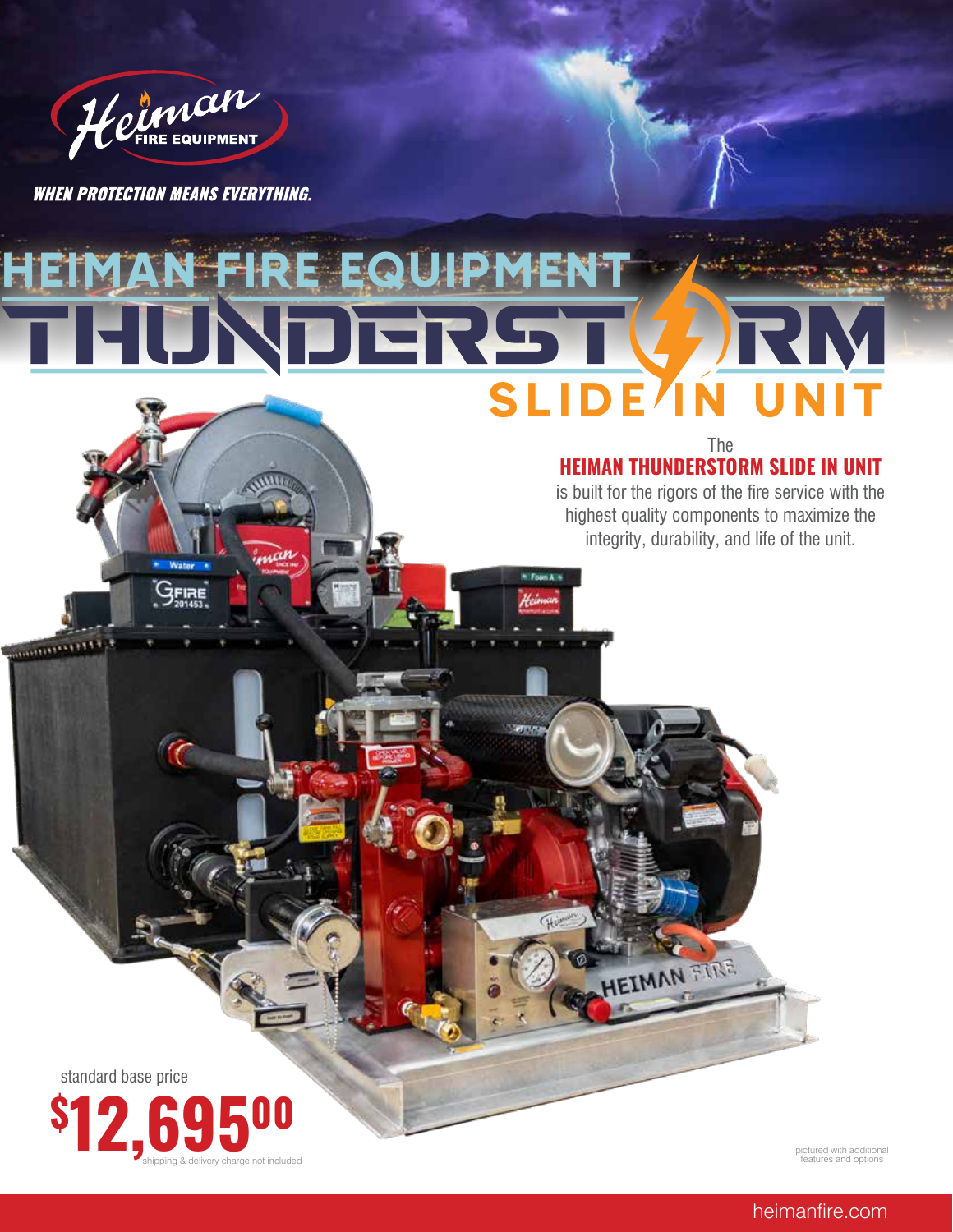Heiman FIRE EQUIPMENT

***WHEN PROTECTION MEANS EVERYTHING.***

# HEIMAN FIRE EQUIPMENT THUNDERSTORM SLIDE IN UNIT

The
**HEIMAN THUNDERSTORM SLIDE IN UNIT**
is built for the rigors of the fire service with the highest quality components to maximize the integrity, durability, and life of the unit.

standard base price

**$12,695.00**

shipping & delivery charge not included

pictured with additional features and options

heimanfire.com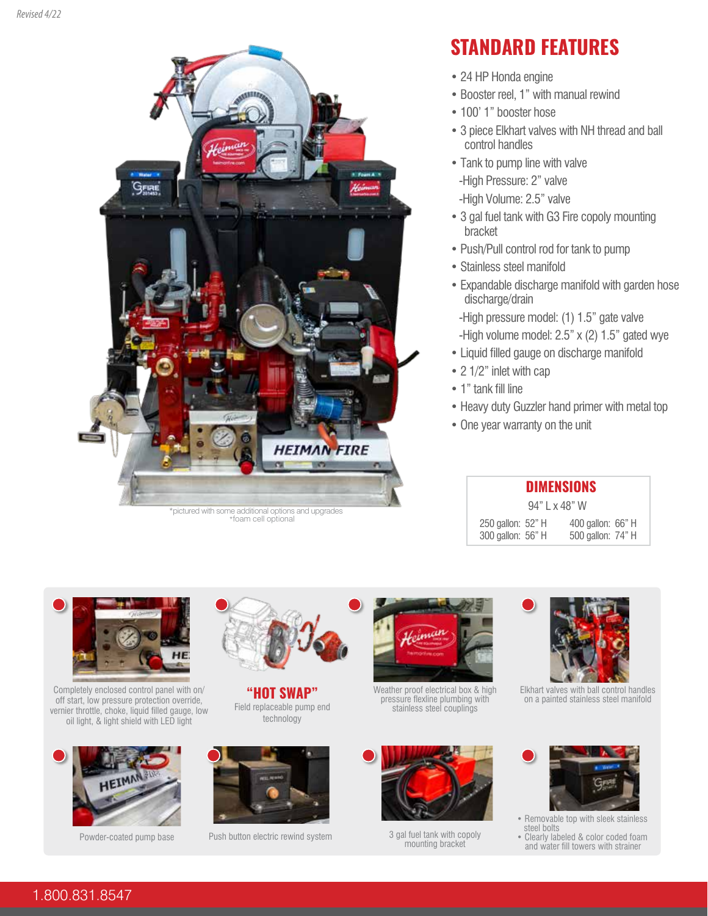Revised 4/22

*pictured with some additional options and upgrades
*foam cell optional

## STANDARD FEATURES

- 24 HP Honda engine
- Booster reel, 1" with manual rewind
- 100' 1" booster hose
- 3 piece Elkhart valves with NH thread and ball control handles
- Tank to pump line with valve
  - -High Pressure: 2" valve
  - -High Volume: 2.5" valve
- 3 gal fuel tank with G3 Fire copoly mounting bracket
- Push/Pull control rod for tank to pump
- Stainless steel manifold
- Expandable discharge manifold with garden hose discharge/drain
  - -High pressure model: (1) 1.5" gate valve
  - -High volume model: 2.5" x (2) 1.5" gated wye
- Liquid filled gauge on discharge manifold
- 2 1/2" inlet with cap
- 1" tank fill line
- Heavy duty Guzzler hand primer with metal top
- One year warranty on the unit

### DIMENSIONS

94" L x 48" W

| | |
|---|---|
| 250 gallon: 52" H | 400 gallon: 66" H |
| 300 gallon: 56" H | 500 gallon: 74" H |

Completely enclosed control panel with on/off start, low pressure protection override, vernier throttle, choke, liquid filled gauge, low oil light, & light shield with LED light

**"HOT SWAP"**
Field replaceable pump end technology

Weather proof electrical box & high pressure flexline plumbing with stainless steel couplings

Elkhart valves with ball control handles on a painted stainless steel manifold

Powder-coated pump base

Push button electric rewind system

3 gal fuel tank with copoly mounting bracket

- Removable top with sleek stainless steel bolts
- Clearly labeled & color coded foam and water fill towers with strainer

1.800.831.8547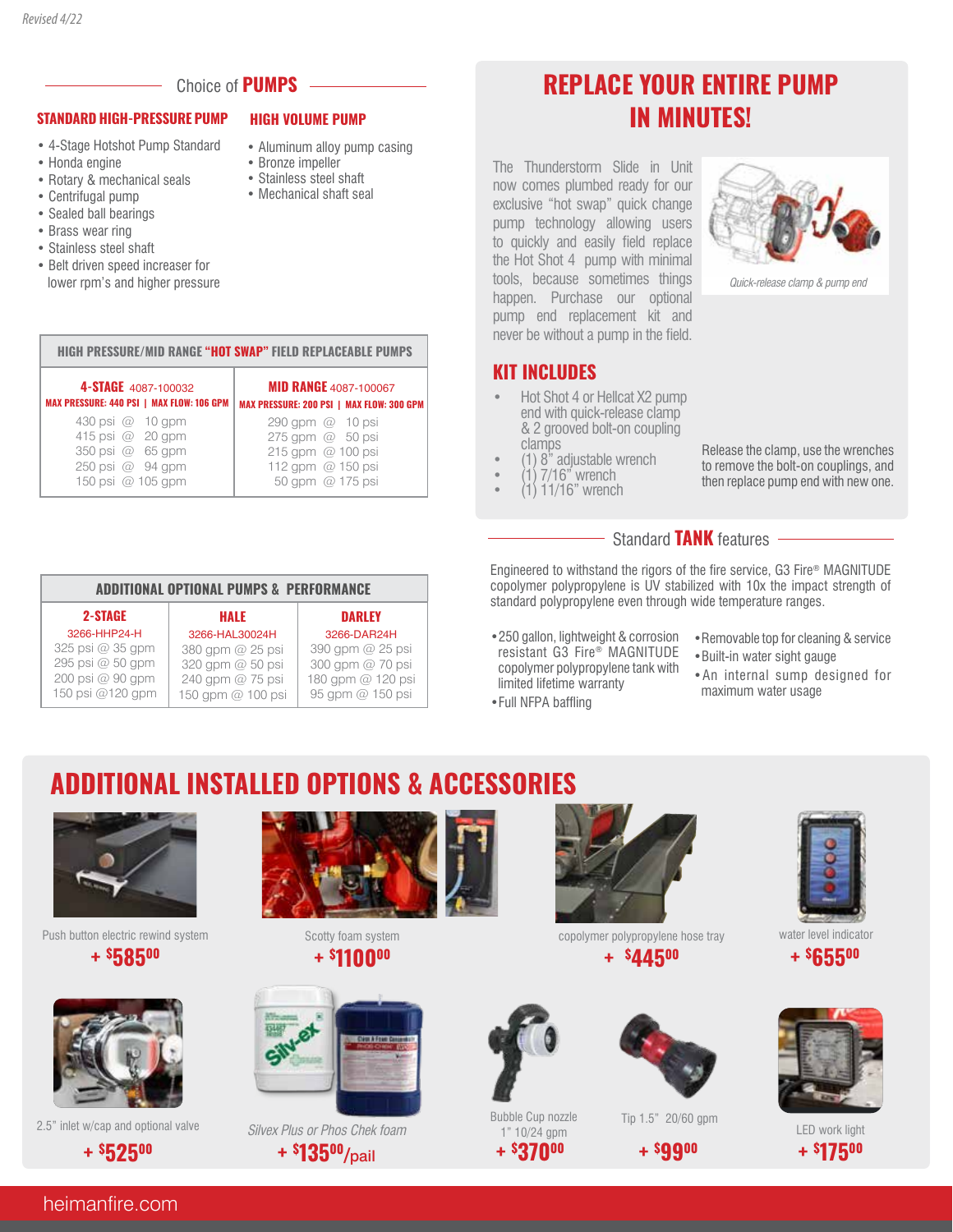Revised 4/22

## Choice of PUMPS

### STANDARD HIGH-PRESSURE PUMP

- 4-Stage Hotshot Pump Standard
- Honda engine
- Rotary & mechanical seals
- Centrifugal pump
- Sealed ball bearings
- Brass wear ring
- Stainless steel shaft
- Belt driven speed increaser for lower rpm's and higher pressure

### HIGH VOLUME PUMP

- Aluminum alloy pump casing
- Bronze impeller
- Stainless steel shaft
- Mechanical shaft seal

| HIGH PRESSURE/MID RANGE "HOT SWAP" FIELD REPLACEABLE PUMPS | |
|---|---|
| **4-STAGE** 4087-100032 | **MID RANGE** 4087-100067 |
| MAX PRESSURE: 440 PSI \| MAX FLOW: 106 GPM | MAX PRESSURE: 200 PSI \| MAX FLOW: 300 GPM |
| 430 psi @ 10 gpm | 290 gpm @ 10 psi |
| 415 psi @ 20 gpm | 275 gpm @ 50 psi |
| 350 psi @ 65 gpm | 215 gpm @ 100 psi |
| 250 psi @ 94 gpm | 112 gpm @ 150 psi |
| 150 psi @ 105 gpm | 50 gpm @ 175 psi |

| ADDITIONAL OPTIONAL PUMPS & PERFORMANCE | | |
|---|---|---|
| **2-STAGE** | **HALE** | **DARLEY** |
| 3266-HHP24-H | 3266-HAL30024H | 3266-DAR24H |
| 325 psi @ 35 gpm | 380 gpm @ 25 psi | 390 gpm @ 25 psi |
| 295 psi @ 50 gpm | 320 gpm @ 50 psi | 300 gpm @ 70 psi |
| 200 psi @ 90 gpm | 240 gpm @ 75 psi | 180 gpm @ 120 psi |
| 150 psi @120 gpm | 150 gpm @ 100 psi | 95 gpm @ 150 psi |

## REPLACE YOUR ENTIRE PUMP IN MINUTES!

The Thunderstorm Slide in Unit now comes plumbed ready for our exclusive "hot swap" quick change pump technology allowing users to quickly and easily field replace the Hot Shot 4 pump with minimal tools, because sometimes things happen. Purchase our optional pump end replacement kit and never be without a pump in the field.

*Quick-release clamp & pump end*

### KIT INCLUDES

- Hot Shot 4 or Hellcat X2 pump end with quick-release clamp & 2 grooved bolt-on coupling clamps
- (1) 8" adjustable wrench
- (1) 7/16" wrench
- (1) 11/16" wrench

Release the clamp, use the wrenches to remove the bolt-on couplings, and then replace pump end with new one.

## Standard TANK features

Engineered to withstand the rigors of the fire service, G3 Fire® MAGNITUDE copolymer polypropylene is UV stabilized with 10x the impact strength of standard polypropylene even through wide temperature ranges.

- 250 gallon, lightweight & corrosion resistant G3 Fire® MAGNITUDE copolymer polypropylene tank with limited lifetime warranty
- Full NFPA baffling
- Removable top for cleaning & service
- Built-in water sight gauge
- An internal sump designed for maximum water usage

## ADDITIONAL INSTALLED OPTIONS & ACCESSORIES

Push button electric rewind system
**+ $585.00**

Scotty foam system
**+ $1100.00**

copolymer polypropylene hose tray
**+ $445.00**

water level indicator
**+ $655.00**

2.5" inlet w/cap and optional valve
**+ $525.00**

*Silvex Plus or Phos Chek foam*
**+ $135.00/pail**

Bubble Cup nozzle 1" 10/24 gpm
**+ $370.00**

Tip 1.5" 20/60 gpm
**+ $99.00**

LED work light
**+ $175.00**

heimanfire.com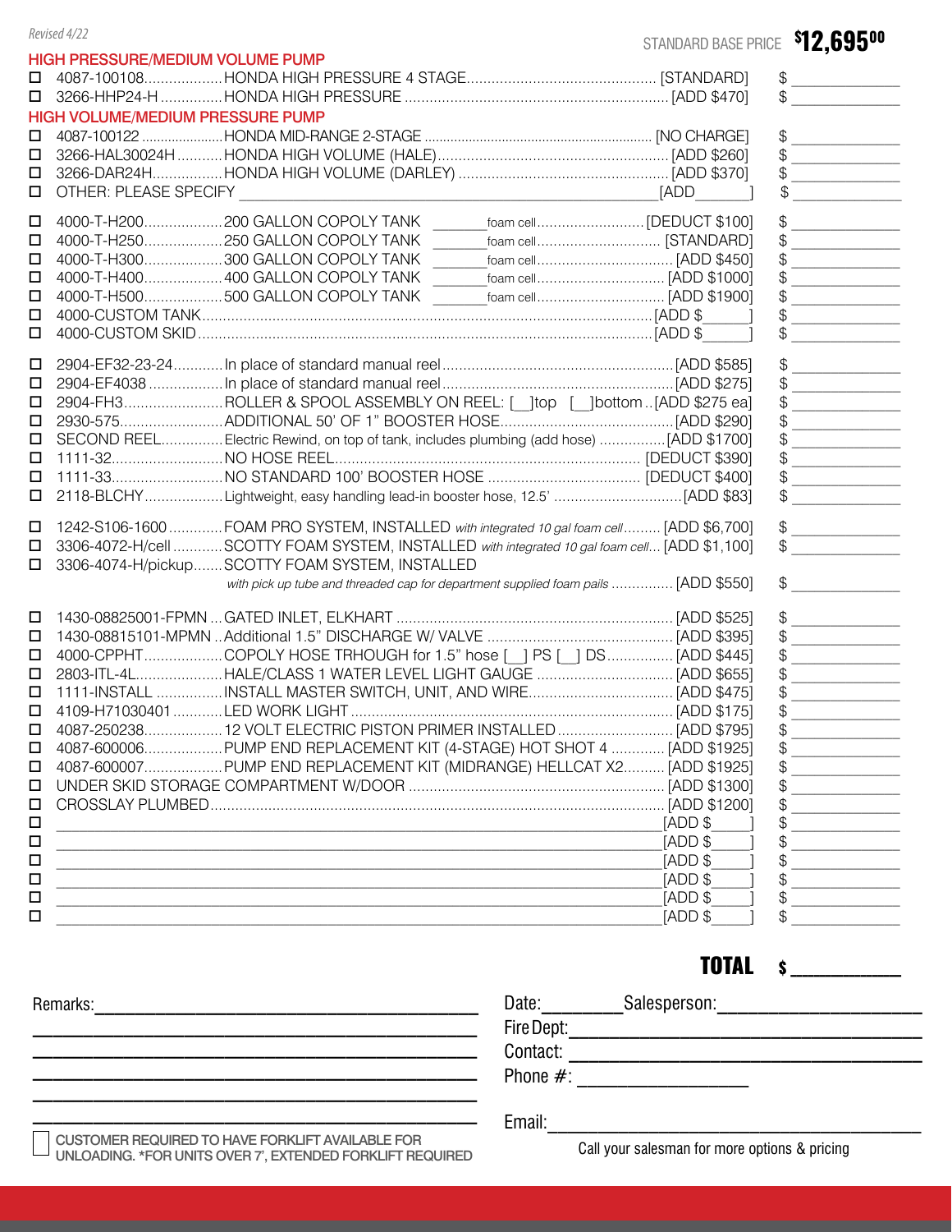Revised 4/22

STANDARD BASE PRICE **$12,695.00**

## HIGH PRESSURE/MEDIUM VOLUME PUMP

| | | | | |
|---|---|---|---|---|
| ☐ | 4087-100108 | HONDA HIGH PRESSURE 4 STAGE | [STANDARD] | $ |
| ☐ | 3266-HHP24-H | HONDA HIGH PRESSURE | [ADD $470] | $ |

## HIGH VOLUME/MEDIUM PRESSURE PUMP

| | | | | |
|---|---|---|---|---|
| ☐ | 4087-100122 | HONDA MID-RANGE 2-STAGE | [NO CHARGE] | $ |
| ☐ | 3266-HAL30024H | HONDA HIGH VOLUME (HALE) | [ADD $260] | $ |
| ☐ | 3266-DAR24H | HONDA HIGH VOLUME (DARLEY) | [ADD $370] | $ |
| ☐ | OTHER: PLEASE SPECIFY | ______ | [ADD ______] | $ |

| | | | | |
|---|---|---|---|---|
| ☐ | 4000-T-H200 | 200 GALLON COPOLY TANK ______ foam cell | [DEDUCT $100] | $ |
| ☐ | 4000-T-H250 | 250 GALLON COPOLY TANK ______ foam cell | [STANDARD] | $ |
| ☐ | 4000-T-H300 | 300 GALLON COPOLY TANK ______ foam cell | [ADD $450] | $ |
| ☐ | 4000-T-H400 | 400 GALLON COPOLY TANK ______ foam cell | [ADD $1000] | $ |
| ☐ | 4000-T-H500 | 500 GALLON COPOLY TANK ______ foam cell | [ADD $1900] | $ |
| ☐ | 4000-CUSTOM TANK | | [ADD $______] | $ |
| ☐ | 4000-CUSTOM SKID | | [ADD $______] | $ |

| | | | | |
|---|---|---|---|---|
| ☐ | 2904-EF32-23-24 | In place of standard manual reel | [ADD $585] | $ |
| ☐ | 2904-EF4038 | In place of standard manual reel | [ADD $275] | $ |
| ☐ | 2904-FH3 | ROLLER & SPOOL ASSEMBLY ON REEL: [__]top [__]bottom | [ADD $275 ea] | $ |
| ☐ | 2930-575 | ADDITIONAL 50' OF 1" BOOSTER HOSE | [ADD $290] | $ |
| ☐ | SECOND REEL | Electric Rewind, on top of tank, includes plumbing (add hose) | [ADD $1700] | $ |
| ☐ | 1111-32 | NO HOSE REEL | [DEDUCT $390] | $ |
| ☐ | 1111-33 | NO STANDARD 100' BOOSTER HOSE | [DEDUCT $400] | $ |
| ☐ | 2118-BLCHY | Lightweight, easy handling lead-in booster hose, 12.5' | [ADD $83] | $ |

| | | | | |
|---|---|---|---|---|
| ☐ | 1242-S106-1600 | FOAM PRO SYSTEM, INSTALLED *with integrated 10 gal foam cell* | [ADD $6,700] | $ |
| ☐ | 3306-4072-H/cell | SCOTTY FOAM SYSTEM, INSTALLED *with integrated 10 gal foam cell* | [ADD $1,100] | $ |
| ☐ | 3306-4074-H/pickup | SCOTTY FOAM SYSTEM, INSTALLED *with pick up tube and threaded cap for department supplied foam pails* | [ADD $550] | $ |

| | | | | |
|---|---|---|---|---|
| ☐ | 1430-08825001-FPMN | GATED INLET, ELKHART | [ADD $525] | $ |
| ☐ | 1430-08815101-MPMN | Additional 1.5" DISCHARGE W/ VALVE | [ADD $395] | $ |
| ☐ | 4000-CPPHT | COPOLY HOSE TRHOUGH for 1.5" hose [__] PS [__] DS | [ADD $445] | $ |
| ☐ | 2803-ITL-4L | HALE/CLASS 1 WATER LEVEL LIGHT GAUGE | [ADD $655] | $ |
| ☐ | 1111-INSTALL | INSTALL MASTER SWITCH, UNIT, AND WIRE | [ADD $475] | $ |
| ☐ | 4109-H71030401 | LED WORK LIGHT | [ADD $175] | $ |
| ☐ | 4087-250238 | 12 VOLT ELECTRIC PISTON PRIMER INSTALLED | [ADD $795] | $ |
| ☐ | 4087-600006 | PUMP END REPLACEMENT KIT (4-STAGE) HOT SHOT 4 | [ADD $1925] | $ |
| ☐ | 4087-600007 | PUMP END REPLACEMENT KIT (MIDRANGE) HELLCAT X2 | [ADD $1925] | $ |
| ☐ | UNDER SKID STORAGE COMPARTMENT W/DOOR | | [ADD $1300] | $ |
| ☐ | CROSSLAY PLUMBED | | [ADD $1200] | $ |
| ☐ | ______ | | [ADD $______] | $ |
| ☐ | ______ | | [ADD $______] | $ |
| ☐ | ______ | | [ADD $______] | $ |
| ☐ | ______ | | [ADD $______] | $ |
| ☐ | ______ | | [ADD $______] | $ |
| ☐ | ______ | | [ADD $______] | $ |

**TOTAL** $ ______

Remarks: ______________________________

Date: ________ Salesperson: ______________________

Fire Dept: ______________________

Contact: ______________________

Phone #: ______________________

Email: ______________________

☐ CUSTOMER REQUIRED TO HAVE FORKLIFT AVAILABLE FOR UNLOADING. *FOR UNITS OVER 7', EXTENDED FORKLIFT REQUIRED

Call your salesman for more options & pricing